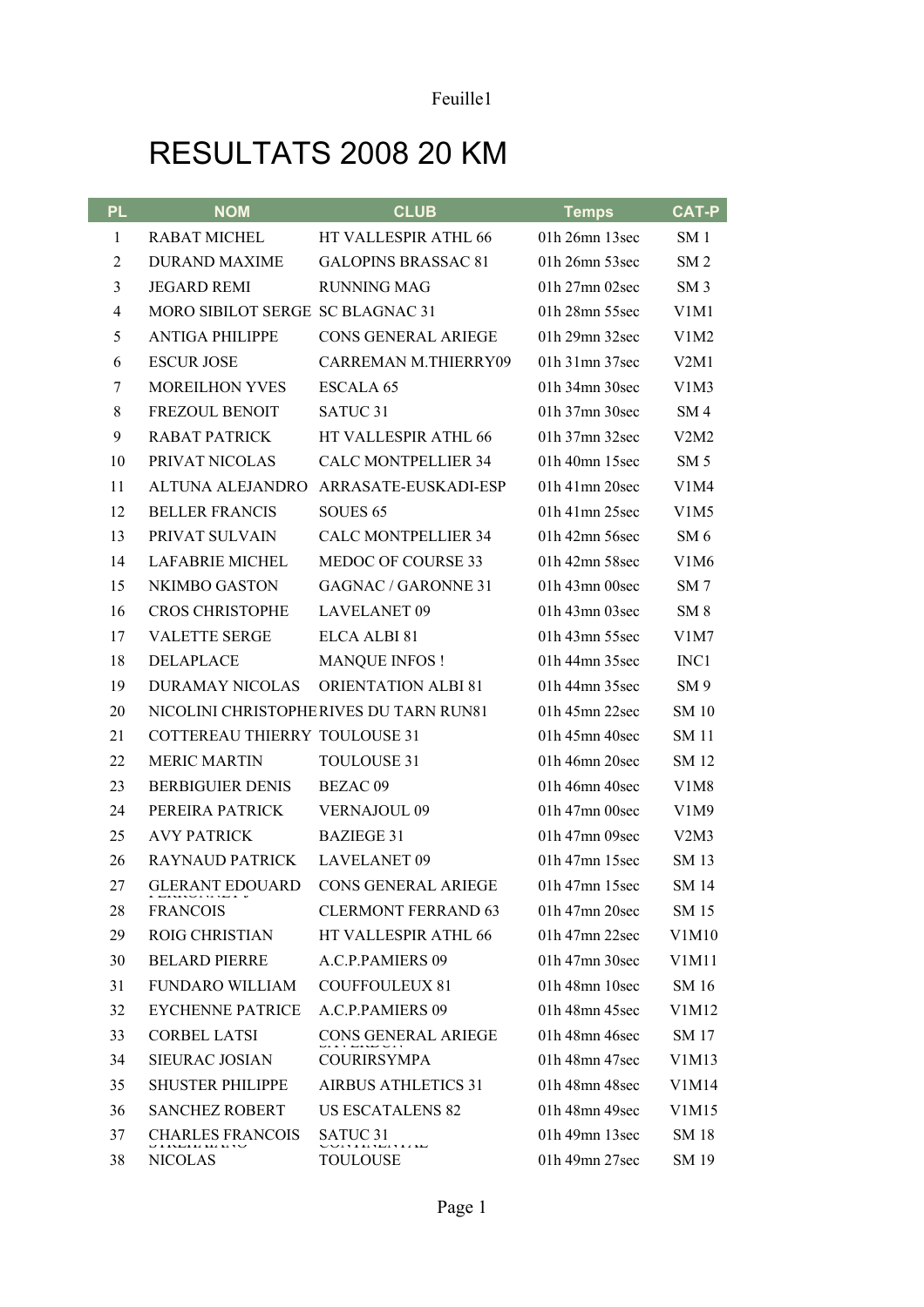# RESULTATS 2008 20 KM

| PL | NOM | CLUB | Temps | CAT-P |
|---|---|---|---|---|
| 1 | RABAT MICHEL | HT VALLESPIR ATHL 66 | 01h 26mn 13sec | SM 1 |
| 2 | DURAND MAXIME | GALOPINS BRASSAC 81 | 01h 26mn 53sec | SM 2 |
| 3 | JEGARD REMI | RUNNING MAG | 01h 27mn 02sec | SM 3 |
| 4 | MORO SIBILOT SERGE | SC BLAGNAC 31 | 01h 28mn 55sec | V1M1 |
| 5 | ANTIGA PHILIPPE | CONS GENERAL ARIEGE | 01h 29mn 32sec | V1M2 |
| 6 | ESCUR JOSE | CARREMAN M.THIERRY09 | 01h 31mn 37sec | V2M1 |
| 7 | MOREILHON YVES | ESCALA 65 | 01h 34mn 30sec | V1M3 |
| 8 | FREZOUL BENOIT | SATUC 31 | 01h 37mn 30sec | SM 4 |
| 9 | RABAT PATRICK | HT VALLESPIR ATHL 66 | 01h 37mn 32sec | V2M2 |
| 10 | PRIVAT NICOLAS | CALC MONTPELLIER 34 | 01h 40mn 15sec | SM 5 |
| 11 | ALTUNA ALEJANDRO | ARRASATE-EUSKADI-ESP | 01h 41mn 20sec | V1M4 |
| 12 | BELLER FRANCIS | SOUES 65 | 01h 41mn 25sec | V1M5 |
| 13 | PRIVAT SULVAIN | CALC MONTPELLIER 34 | 01h 42mn 56sec | SM 6 |
| 14 | LAFABRIE MICHEL | MEDOC OF COURSE 33 | 01h 42mn 58sec | V1M6 |
| 15 | NKIMBO GASTON | GAGNAC / GARONNE 31 | 01h 43mn 00sec | SM 7 |
| 16 | CROS CHRISTOPHE | LAVELANET 09 | 01h 43mn 03sec | SM 8 |
| 17 | VALETTE SERGE | ELCA ALBI 81 | 01h 43mn 55sec | V1M7 |
| 18 | DELAPLACE | MANQUE INFOS ! | 01h 44mn 35sec | INC1 |
| 19 | DURAMAY NICOLAS | ORIENTATION ALBI 81 | 01h 44mn 35sec | SM 9 |
| 20 | NICOLINI CHRISTOPHE | RIVES DU TARN RUN81 | 01h 45mn 22sec | SM 10 |
| 21 | COTTEREAU THIERRY | TOULOUSE 31 | 01h 45mn 40sec | SM 11 |
| 22 | MERIC MARTIN | TOULOUSE 31 | 01h 46mn 20sec | SM 12 |
| 23 | BERBIGUIER DENIS | BEZAC 09 | 01h 46mn 40sec | V1M8 |
| 24 | PEREIRA PATRICK | VERNAJOUL 09 | 01h 47mn 00sec | V1M9 |
| 25 | AVY PATRICK | BAZIEGE 31 | 01h 47mn 09sec | V2M3 |
| 26 | RAYNAUD PATRICK | LAVELANET 09 | 01h 47mn 15sec | SM 13 |
| 27 | GLERANT EDOUARD | CONS GENERAL ARIEGE | 01h 47mn 15sec | SM 14 |
| 28 | FRANCOIS | CLERMONT FERRAND 63 | 01h 47mn 20sec | SM 15 |
| 29 | ROIG CHRISTIAN | HT VALLESPIR ATHL 66 | 01h 47mn 22sec | V1M10 |
| 30 | BELARD PIERRE | A.C.P.PAMIERS 09 | 01h 47mn 30sec | V1M11 |
| 31 | FUNDARO WILLIAM | COUFFOULEUX 81 | 01h 48mn 10sec | SM 16 |
| 32 | EYCHENNE PATRICE | A.C.P.PAMIERS 09 | 01h 48mn 45sec | V1M12 |
| 33 | CORBEL LATSI | CONS GENERAL ARIEGE | 01h 48mn 46sec | SM 17 |
| 34 | SIEURAC JOSIAN | COURIRSYMPA | 01h 48mn 47sec | V1M13 |
| 35 | SHUSTER PHILIPPE | AIRBUS ATHLETICS 31 | 01h 48mn 48sec | V1M14 |
| 36 | SANCHEZ ROBERT | US ESCATALENS 82 | 01h 48mn 49sec | V1M15 |
| 37 | CHARLES FRANCOIS | SATUC 31 | 01h 49mn 13sec | SM 18 |
| 38 | NICOLAS | TOULOUSE | 01h 49mn 27sec | SM 19 |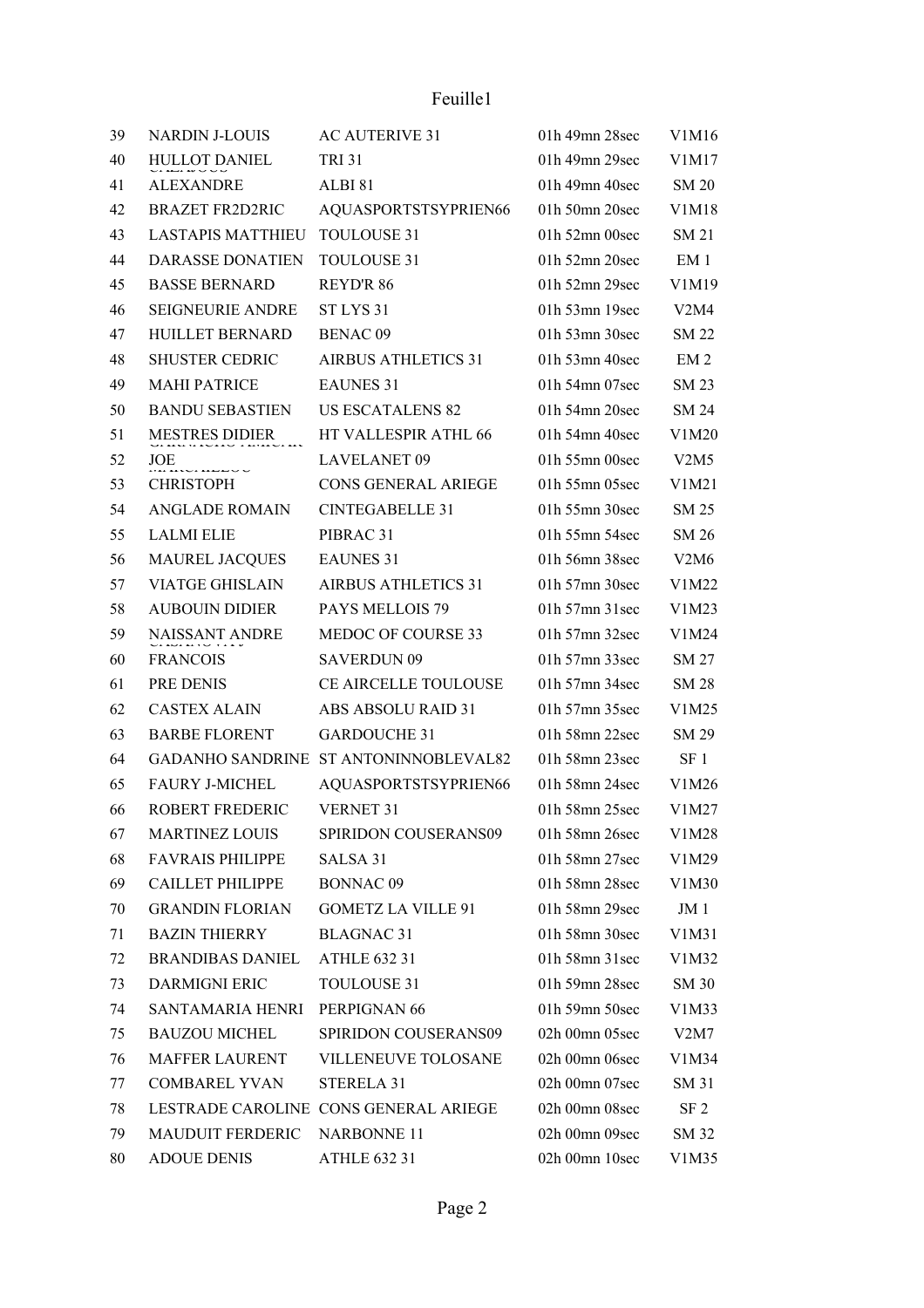| | | | | |
|---|---|---|---|---|
| 39 | NARDIN J-LOUIS | AC AUTERIVE 31 | 01h 49mn 28sec | V1M16 |
| 40 | HULLOT DANIEL | TRI 31 | 01h 49mn 29sec | V1M17 |
| 41 | ALEXANDRE | ALBI 81 | 01h 49mn 40sec | SM 20 |
| 42 | BRAZET FR2D2RIC | AQUASPORTSTSYPRIEN66 | 01h 50mn 20sec | V1M18 |
| 43 | LASTAPIS MATTHIEU | TOULOUSE 31 | 01h 52mn 00sec | SM 21 |
| 44 | DARASSE DONATIEN | TOULOUSE 31 | 01h 52mn 20sec | EM 1 |
| 45 | BASSE BERNARD | REYD'R 86 | 01h 52mn 29sec | V1M19 |
| 46 | SEIGNEURIE ANDRE | ST LYS 31 | 01h 53mn 19sec | V2M4 |
| 47 | HUILLET BERNARD | BENAC 09 | 01h 53mn 30sec | SM 22 |
| 48 | SHUSTER CEDRIC | AIRBUS ATHLETICS 31 | 01h 53mn 40sec | EM 2 |
| 49 | MAHI PATRICE | EAUNES 31 | 01h 54mn 07sec | SM 23 |
| 50 | BANDU SEBASTIEN | US ESCATALENS 82 | 01h 54mn 20sec | SM 24 |
| 51 | MESTRES DIDIER | HT VALLESPIR ATHL 66 | 01h 54mn 40sec | V1M20 |
| 52 | JOE | LAVELANET 09 | 01h 55mn 00sec | V2M5 |
| 53 | CHRISTOPH | CONS GENERAL ARIEGE | 01h 55mn 05sec | V1M21 |
| 54 | ANGLADE ROMAIN | CINTEGABELLE 31 | 01h 55mn 30sec | SM 25 |
| 55 | LALMI ELIE | PIBRAC 31 | 01h 55mn 54sec | SM 26 |
| 56 | MAUREL JACQUES | EAUNES 31 | 01h 56mn 38sec | V2M6 |
| 57 | VIATGE GHISLAIN | AIRBUS ATHLETICS 31 | 01h 57mn 30sec | V1M22 |
| 58 | AUBOUIN DIDIER | PAYS MELLOIS 79 | 01h 57mn 31sec | V1M23 |
| 59 | NAISSANT ANDRE | MEDOC OF COURSE 33 | 01h 57mn 32sec | V1M24 |
| 60 | FRANCOIS | SAVERDUN 09 | 01h 57mn 33sec | SM 27 |
| 61 | PRE DENIS | CE AIRCELLE TOULOUSE | 01h 57mn 34sec | SM 28 |
| 62 | CASTEX ALAIN | ABS ABSOLU RAID 31 | 01h 57mn 35sec | V1M25 |
| 63 | BARBE FLORENT | GARDOUCHE 31 | 01h 58mn 22sec | SM 29 |
| 64 | GADANHO SANDRINE | ST ANTONINNOBLEVAL82 | 01h 58mn 23sec | SF 1 |
| 65 | FAURY J-MICHEL | AQUASPORTSTSYPRIEN66 | 01h 58mn 24sec | V1M26 |
| 66 | ROBERT FREDERIC | VERNET 31 | 01h 58mn 25sec | V1M27 |
| 67 | MARTINEZ LOUIS | SPIRIDON COUSERANS09 | 01h 58mn 26sec | V1M28 |
| 68 | FAVRAIS PHILIPPE | SALSA 31 | 01h 58mn 27sec | V1M29 |
| 69 | CAILLET PHILIPPE | BONNAC 09 | 01h 58mn 28sec | V1M30 |
| 70 | GRANDIN FLORIAN | GOMETZ LA VILLE 91 | 01h 58mn 29sec | JM 1 |
| 71 | BAZIN THIERRY | BLAGNAC 31 | 01h 58mn 30sec | V1M31 |
| 72 | BRANDIBAS DANIEL | ATHLE 632 31 | 01h 58mn 31sec | V1M32 |
| 73 | DARMIGNI ERIC | TOULOUSE 31 | 01h 59mn 28sec | SM 30 |
| 74 | SANTAMARIA HENRI | PERPIGNAN 66 | 01h 59mn 50sec | V1M33 |
| 75 | BAUZOU MICHEL | SPIRIDON COUSERANS09 | 02h 00mn 05sec | V2M7 |
| 76 | MAFFER LAURENT | VILLENEUVE TOLOSANE | 02h 00mn 06sec | V1M34 |
| 77 | COMBAREL YVAN | STERELA 31 | 02h 00mn 07sec | SM 31 |
| 78 | LESTRADE CAROLINE | CONS GENERAL ARIEGE | 02h 00mn 08sec | SF 2 |
| 79 | MAUDUIT FERDERIC | NARBONNE 11 | 02h 00mn 09sec | SM 32 |
| 80 | ADOUE DENIS | ATHLE 632 31 | 02h 00mn 10sec | V1M35 |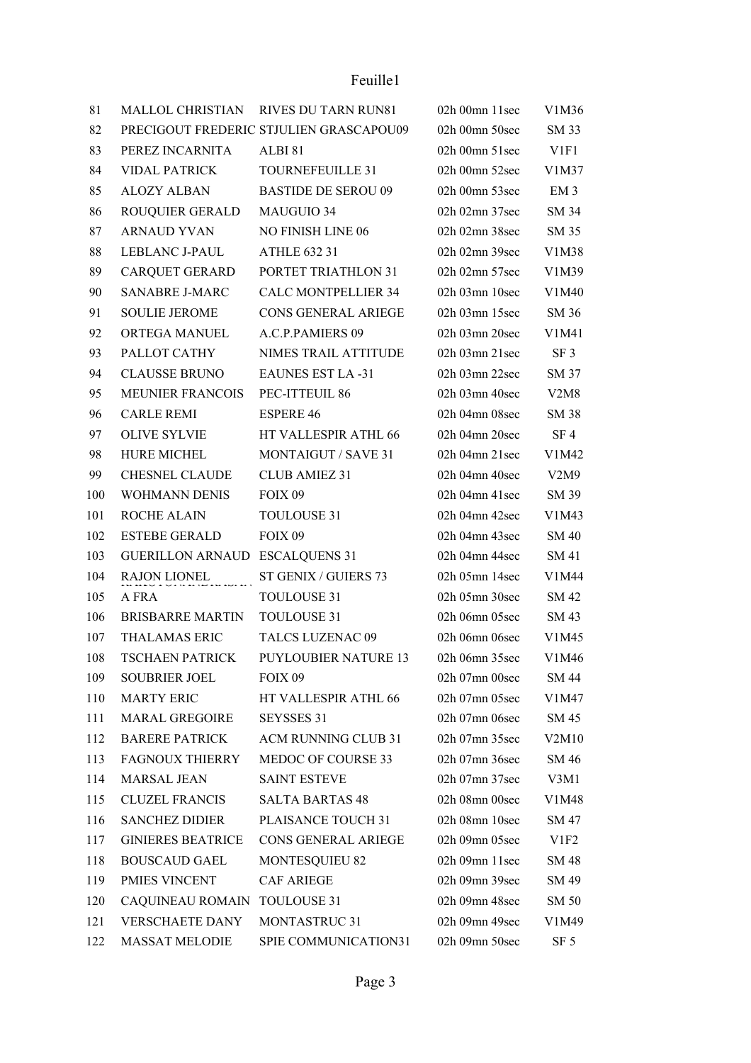| | | | | |
|---|---|---|---|---|
| 81 | MALLOL CHRISTIAN | RIVES DU TARN RUN81 | 02h 00mn 11sec | V1M36 |
| 82 | PRECIGOUT FREDERIC | STJULIEN GRASCAPOU09 | 02h 00mn 50sec | SM 33 |
| 83 | PEREZ INCARNITA | ALBI 81 | 02h 00mn 51sec | V1F1 |
| 84 | VIDAL PATRICK | TOURNEFEUILLE 31 | 02h 00mn 52sec | V1M37 |
| 85 | ALOZY ALBAN | BASTIDE DE SEROU 09 | 02h 00mn 53sec | EM 3 |
| 86 | ROUQUIER GERALD | MAUGUIO 34 | 02h 02mn 37sec | SM 34 |
| 87 | ARNAUD YVAN | NO FINISH LINE 06 | 02h 02mn 38sec | SM 35 |
| 88 | LEBLANC J-PAUL | ATHLE 632 31 | 02h 02mn 39sec | V1M38 |
| 89 | CARQUET GERARD | PORTET TRIATHLON 31 | 02h 02mn 57sec | V1M39 |
| 90 | SANABRE J-MARC | CALC MONTPELLIER 34 | 02h 03mn 10sec | V1M40 |
| 91 | SOULIE JEROME | CONS GENERAL ARIEGE | 02h 03mn 15sec | SM 36 |
| 92 | ORTEGA MANUEL | A.C.P.PAMIERS 09 | 02h 03mn 20sec | V1M41 |
| 93 | PALLOT CATHY | NIMES TRAIL ATTITUDE | 02h 03mn 21sec | SF 3 |
| 94 | CLAUSSE BRUNO | EAUNES EST LA -31 | 02h 03mn 22sec | SM 37 |
| 95 | MEUNIER FRANCOIS | PEC-ITTEUIL 86 | 02h 03mn 40sec | V2M8 |
| 96 | CARLE REMI | ESPERE 46 | 02h 04mn 08sec | SM 38 |
| 97 | OLIVE SYLVIE | HT VALLESPIR ATHL 66 | 02h 04mn 20sec | SF 4 |
| 98 | HURE MICHEL | MONTAIGUT / SAVE 31 | 02h 04mn 21sec | V1M42 |
| 99 | CHESNEL CLAUDE | CLUB AMIEZ 31 | 02h 04mn 40sec | V2M9 |
| 100 | WOHMANN DENIS | FOIX 09 | 02h 04mn 41sec | SM 39 |
| 101 | ROCHE ALAIN | TOULOUSE 31 | 02h 04mn 42sec | V1M43 |
| 102 | ESTEBE GERALD | FOIX 09 | 02h 04mn 43sec | SM 40 |
| 103 | GUERILLON ARNAUD | ESCALQUENS 31 | 02h 04mn 44sec | SM 41 |
| 104 | RAJON LIONEL | ST GENIX / GUIERS 73 | 02h 05mn 14sec | V1M44 |
| 105 | A FRA | TOULOUSE 31 | 02h 05mn 30sec | SM 42 |
| 106 | BRISBARRE MARTIN | TOULOUSE 31 | 02h 06mn 05sec | SM 43 |
| 107 | THALAMAS ERIC | TALCS LUZENAC 09 | 02h 06mn 06sec | V1M45 |
| 108 | TSCHAEN PATRICK | PUYLOUBIER NATURE 13 | 02h 06mn 35sec | V1M46 |
| 109 | SOUBRIER JOEL | FOIX 09 | 02h 07mn 00sec | SM 44 |
| 110 | MARTY ERIC | HT VALLESPIR ATHL 66 | 02h 07mn 05sec | V1M47 |
| 111 | MARAL GREGOIRE | SEYSSES 31 | 02h 07mn 06sec | SM 45 |
| 112 | BARERE PATRICK | ACM RUNNING CLUB 31 | 02h 07mn 35sec | V2M10 |
| 113 | FAGNOUX THIERRY | MEDOC OF COURSE 33 | 02h 07mn 36sec | SM 46 |
| 114 | MARSAL JEAN | SAINT ESTEVE | 02h 07mn 37sec | V3M1 |
| 115 | CLUZEL FRANCIS | SALTA BARTAS 48 | 02h 08mn 00sec | V1M48 |
| 116 | SANCHEZ DIDIER | PLAISANCE TOUCH 31 | 02h 08mn 10sec | SM 47 |
| 117 | GINIERES BEATRICE | CONS GENERAL ARIEGE | 02h 09mn 05sec | V1F2 |
| 118 | BOUSCAUD GAEL | MONTESQUIEU 82 | 02h 09mn 11sec | SM 48 |
| 119 | PMIES VINCENT | CAF ARIEGE | 02h 09mn 39sec | SM 49 |
| 120 | CAQUINEAU ROMAIN | TOULOUSE 31 | 02h 09mn 48sec | SM 50 |
| 121 | VERSCHAETE DANY | MONTASTRUC 31 | 02h 09mn 49sec | V1M49 |
| 122 | MASSAT MELODIE | SPIE COMMUNICATION31 | 02h 09mn 50sec | SF 5 |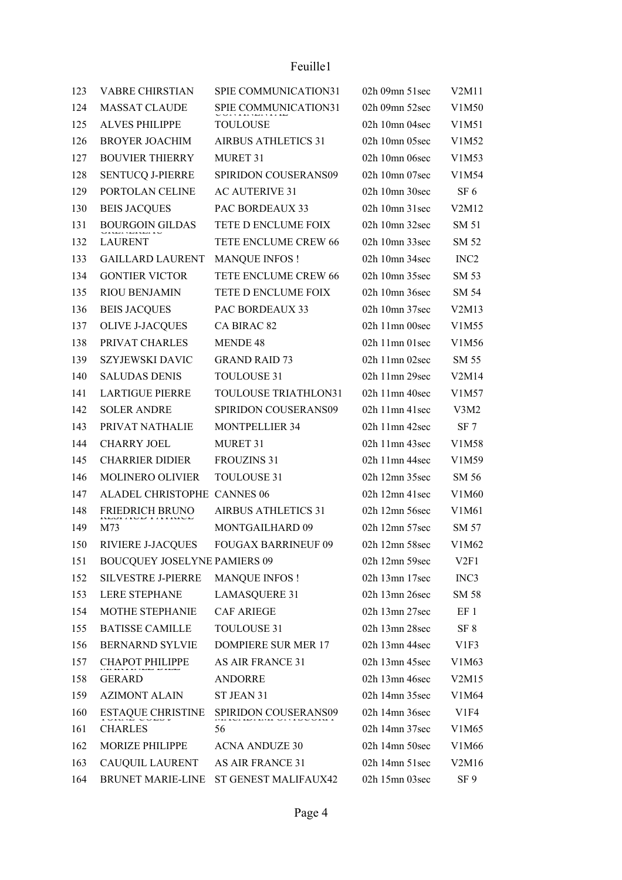| | | | | |
|---|---|---|---|---|
| 123 | VABRE CHIRSTIAN | SPIE COMMUNICATION31 | 02h 09mn 51sec | V2M11 |
| 124 | MASSAT CLAUDE | SPIE COMMUNICATION31 | 02h 09mn 52sec | V1M50 |
| 125 | ALVES PHILIPPE | TOULOUSE | 02h 10mn 04sec | V1M51 |
| 126 | BROYER JOACHIM | AIRBUS ATHLETICS 31 | 02h 10mn 05sec | V1M52 |
| 127 | BOUVIER THIERRY | MURET 31 | 02h 10mn 06sec | V1M53 |
| 128 | SENTUCQ J-PIERRE | SPIRIDON COUSERANS09 | 02h 10mn 07sec | V1M54 |
| 129 | PORTOLAN CELINE | AC AUTERIVE 31 | 02h 10mn 30sec | SF 6 |
| 130 | BEIS JACQUES | PAC BORDEAUX 33 | 02h 10mn 31sec | V2M12 |
| 131 | BOURGOIN GILDAS | TETE D ENCLUME FOIX | 02h 10mn 32sec | SM 51 |
| 132 | LAURENT | TETE ENCLUME CREW 66 | 02h 10mn 33sec | SM 52 |
| 133 | GAILLARD LAURENT | MANQUE INFOS ! | 02h 10mn 34sec | INC2 |
| 134 | GONTIER VICTOR | TETE ENCLUME CREW 66 | 02h 10mn 35sec | SM 53 |
| 135 | RIOU BENJAMIN | TETE D ENCLUME FOIX | 02h 10mn 36sec | SM 54 |
| 136 | BEIS JACQUES | PAC BORDEAUX 33 | 02h 10mn 37sec | V2M13 |
| 137 | OLIVE J-JACQUES | CA BIRAC 82 | 02h 11mn 00sec | V1M55 |
| 138 | PRIVAT CHARLES | MENDE 48 | 02h 11mn 01sec | V1M56 |
| 139 | SZYJEWSKI DAVIC | GRAND RAID 73 | 02h 11mn 02sec | SM 55 |
| 140 | SALUDAS DENIS | TOULOUSE 31 | 02h 11mn 29sec | V2M14 |
| 141 | LARTIGUE PIERRE | TOULOUSE TRIATHLON31 | 02h 11mn 40sec | V1M57 |
| 142 | SOLER ANDRE | SPIRIDON COUSERANS09 | 02h 11mn 41sec | V3M2 |
| 143 | PRIVAT NATHALIE | MONTPELLIER 34 | 02h 11mn 42sec | SF 7 |
| 144 | CHARRY JOEL | MURET 31 | 02h 11mn 43sec | V1M58 |
| 145 | CHARRIER DIDIER | FROUZINS 31 | 02h 11mn 44sec | V1M59 |
| 146 | MOLINERO OLIVIER | TOULOUSE 31 | 02h 12mn 35sec | SM 56 |
| 147 | ALADEL CHRISTOPHE | CANNES 06 | 02h 12mn 41sec | V1M60 |
| 148 | FRIEDRICH BRUNO | AIRBUS ATHLETICS 31 | 02h 12mn 56sec | V1M61 |
| 149 | M73 | MONTGAILHARD 09 | 02h 12mn 57sec | SM 57 |
| 150 | RIVIERE J-JACQUES | FOUGAX BARRINEUF 09 | 02h 12mn 58sec | V1M62 |
| 151 | BOUCQUEY JOSELYNE | PAMIERS 09 | 02h 12mn 59sec | V2F1 |
| 152 | SILVESTRE J-PIERRE | MANQUE INFOS ! | 02h 13mn 17sec | INC3 |
| 153 | LERE STEPHANE | LAMASQUERE 31 | 02h 13mn 26sec | SM 58 |
| 154 | MOTHE STEPHANIE | CAF ARIEGE | 02h 13mn 27sec | EF 1 |
| 155 | BATISSE CAMILLE | TOULOUSE 31 | 02h 13mn 28sec | SF 8 |
| 156 | BERNARND SYLVIE | DOMPIERE SUR MER 17 | 02h 13mn 44sec | V1F3 |
| 157 | CHAPOT PHILIPPE | AS AIR FRANCE 31 | 02h 13mn 45sec | V1M63 |
| 158 | GERARD | ANDORRE | 02h 13mn 46sec | V2M15 |
| 159 | AZIMONT ALAIN | ST JEAN 31 | 02h 14mn 35sec | V1M64 |
| 160 | ESTAQUE CHRISTINE | SPIRIDON COUSERANS09 | 02h 14mn 36sec | V1F4 |
| 161 | CHARLES | 56 | 02h 14mn 37sec | V1M65 |
| 162 | MORIZE PHILIPPE | ACNA ANDUZE 30 | 02h 14mn 50sec | V1M66 |
| 163 | CAUQUIL LAURENT | AS AIR FRANCE 31 | 02h 14mn 51sec | V2M16 |
| 164 | BRUNET MARIE-LINE | ST GENEST MALIFAUX42 | 02h 15mn 03sec | SF 9 |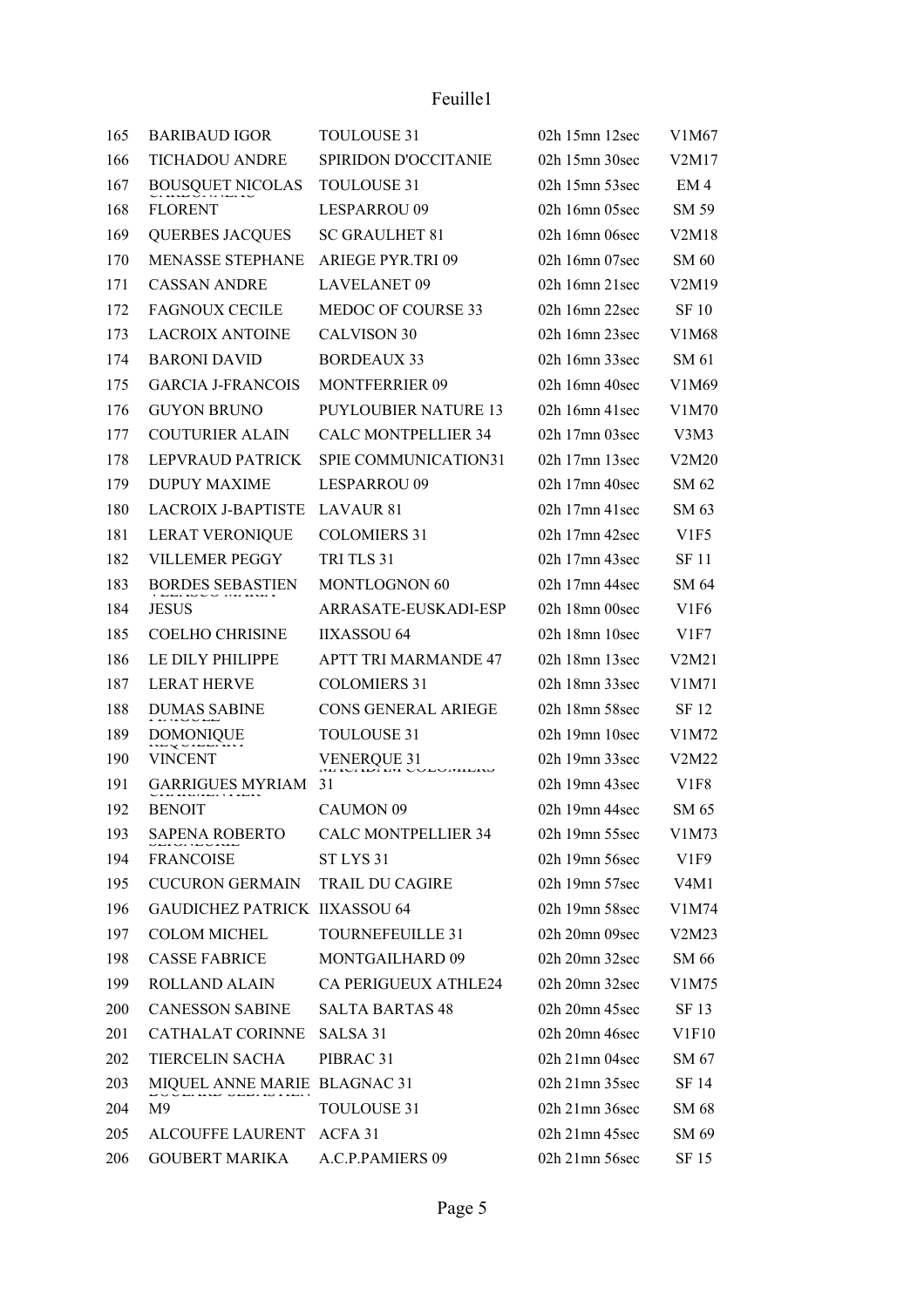| | | | | |
|---|---|---|---|---|
| 165 | BARIBAUD IGOR | TOULOUSE 31 | 02h 15mn 12sec | V1M67 |
| 166 | TICHADOU ANDRE | SPIRIDON D'OCCITANIE | 02h 15mn 30sec | V2M17 |
| 167 | BOUSQUET NICOLAS | TOULOUSE 31 | 02h 15mn 53sec | EM 4 |
| 168 | FLORENT | LESPARROU 09 | 02h 16mn 05sec | SM 59 |
| 169 | QUERBES JACQUES | SC GRAULHET 81 | 02h 16mn 06sec | V2M18 |
| 170 | MENASSE STEPHANE | ARIEGE PYR.TRI 09 | 02h 16mn 07sec | SM 60 |
| 171 | CASSAN ANDRE | LAVELANET 09 | 02h 16mn 21sec | V2M19 |
| 172 | FAGNOUX CECILE | MEDOC OF COURSE 33 | 02h 16mn 22sec | SF 10 |
| 173 | LACROIX ANTOINE | CALVISON 30 | 02h 16mn 23sec | V1M68 |
| 174 | BARONI DAVID | BORDEAUX 33 | 02h 16mn 33sec | SM 61 |
| 175 | GARCIA J-FRANCOIS | MONTFERRIER 09 | 02h 16mn 40sec | V1M69 |
| 176 | GUYON BRUNO | PUYLOUBIER NATURE 13 | 02h 16mn 41sec | V1M70 |
| 177 | COUTURIER ALAIN | CALC MONTPELLIER 34 | 02h 17mn 03sec | V3M3 |
| 178 | LEPVRAUD PATRICK | SPIE COMMUNICATION31 | 02h 17mn 13sec | V2M20 |
| 179 | DUPUY MAXIME | LESPARROU 09 | 02h 17mn 40sec | SM 62 |
| 180 | LACROIX J-BAPTISTE | LAVAUR 81 | 02h 17mn 41sec | SM 63 |
| 181 | LERAT VERONIQUE | COLOMIERS 31 | 02h 17mn 42sec | V1F5 |
| 182 | VILLEMER PEGGY | TRI TLS 31 | 02h 17mn 43sec | SF 11 |
| 183 | BORDES SEBASTIEN | MONTLOGNON 60 | 02h 17mn 44sec | SM 64 |
| 184 | JESUS | ARRASATE-EUSKADI-ESP | 02h 18mn 00sec | V1F6 |
| 185 | COELHO CHRISINE | IIXASSOU 64 | 02h 18mn 10sec | V1F7 |
| 186 | LE DILY PHILIPPE | APTT TRI MARMANDE 47 | 02h 18mn 13sec | V2M21 |
| 187 | LERAT HERVE | COLOMIERS 31 | 02h 18mn 33sec | V1M71 |
| 188 | DUMAS SABINE | CONS GENERAL ARIEGE | 02h 18mn 58sec | SF 12 |
| 189 | DOMONIQUE | TOULOUSE 31 | 02h 19mn 10sec | V1M72 |
| 190 | VINCENT | VENERQUE 31 | 02h 19mn 33sec | V2M22 |
| 191 | GARRIGUES MYRIAM | 31 | 02h 19mn 43sec | V1F8 |
| 192 | BENOIT | CAUMON 09 | 02h 19mn 44sec | SM 65 |
| 193 | SAPENA ROBERTO | CALC MONTPELLIER 34 | 02h 19mn 55sec | V1M73 |
| 194 | FRANCOISE | ST LYS 31 | 02h 19mn 56sec | V1F9 |
| 195 | CUCURON GERMAIN | TRAIL DU CAGIRE | 02h 19mn 57sec | V4M1 |
| 196 | GAUDICHEZ PATRICK | IIXASSOU 64 | 02h 19mn 58sec | V1M74 |
| 197 | COLOM MICHEL | TOURNEFEUILLE 31 | 02h 20mn 09sec | V2M23 |
| 198 | CASSE FABRICE | MONTGAILHARD 09 | 02h 20mn 32sec | SM 66 |
| 199 | ROLLAND ALAIN | CA PERIGUEUX ATHLE24 | 02h 20mn 32sec | V1M75 |
| 200 | CANESSON SABINE | SALTA BARTAS 48 | 02h 20mn 45sec | SF 13 |
| 201 | CATHALAT CORINNE | SALSA 31 | 02h 20mn 46sec | V1F10 |
| 202 | TIERCELIN SACHA | PIBRAC 31 | 02h 21mn 04sec | SM 67 |
| 203 | MIQUEL ANNE MARIE | BLAGNAC 31 | 02h 21mn 35sec | SF 14 |
| 204 | M9 | TOULOUSE 31 | 02h 21mn 36sec | SM 68 |
| 205 | ALCOUFFE LAURENT | ACFA 31 | 02h 21mn 45sec | SM 69 |
| 206 | GOUBERT MARIKA | A.C.P.PAMIERS 09 | 02h 21mn 56sec | SF 15 |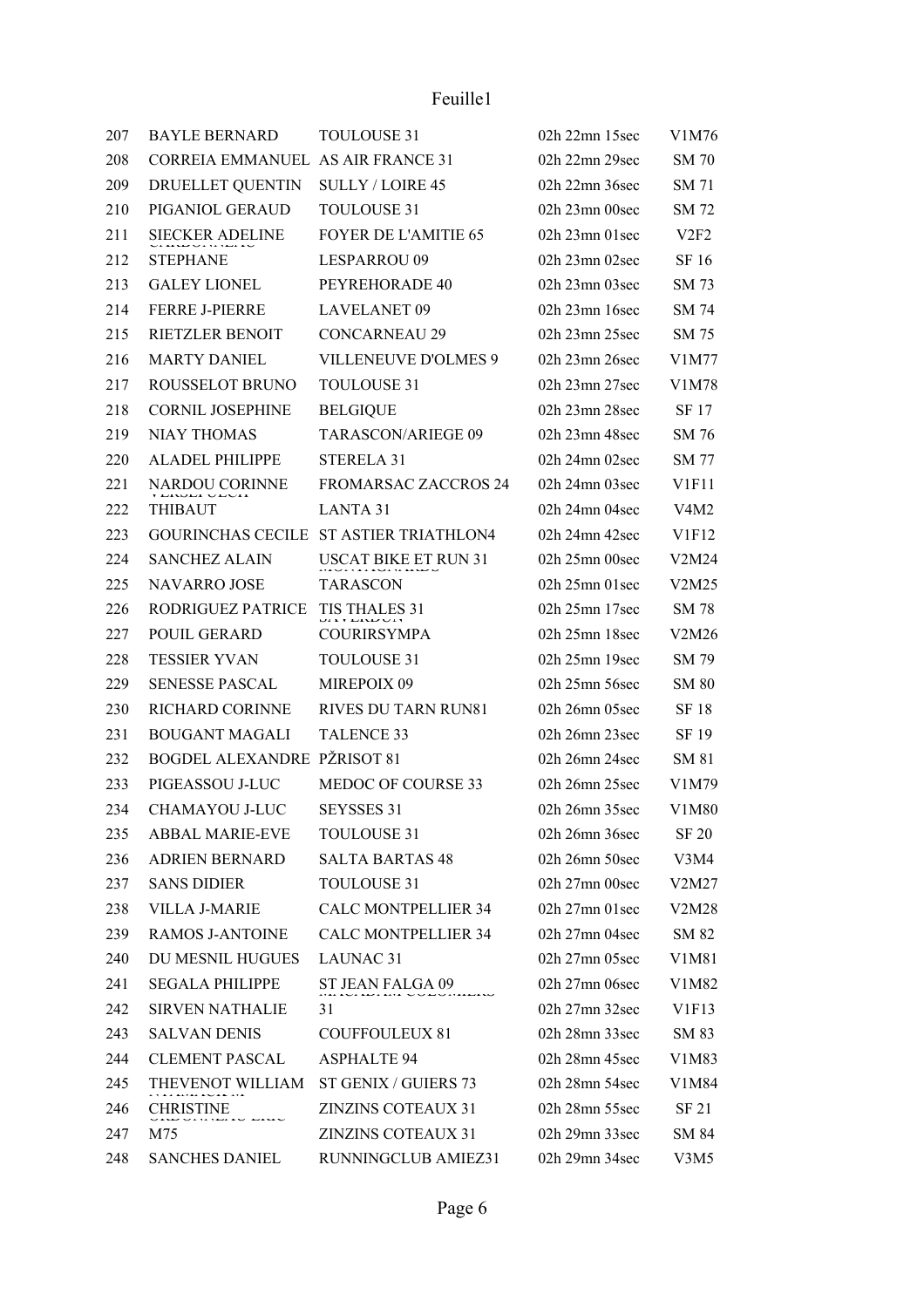| | | | | |
|---|---|---|---|---|
| 207 | BAYLE BERNARD | TOULOUSE 31 | 02h 22mn 15sec | V1M76 |
| 208 | CORREIA EMMANUEL | AS AIR FRANCE 31 | 02h 22mn 29sec | SM 70 |
| 209 | DRUELLET QUENTIN | SULLY / LOIRE 45 | 02h 22mn 36sec | SM 71 |
| 210 | PIGANIOL GERAUD | TOULOUSE 31 | 02h 23mn 00sec | SM 72 |
| 211 | SIECKER ADELINE | FOYER DE L'AMITIE 65 | 02h 23mn 01sec | V2F2 |
| 212 | STEPHANE | LESPARROU 09 | 02h 23mn 02sec | SF 16 |
| 213 | GALEY LIONEL | PEYREHORADE 40 | 02h 23mn 03sec | SM 73 |
| 214 | FERRE J-PIERRE | LAVELANET 09 | 02h 23mn 16sec | SM 74 |
| 215 | RIETZLER BENOIT | CONCARNEAU 29 | 02h 23mn 25sec | SM 75 |
| 216 | MARTY DANIEL | VILLENEUVE D'OLMES 9 | 02h 23mn 26sec | V1M77 |
| 217 | ROUSSELOT BRUNO | TOULOUSE 31 | 02h 23mn 27sec | V1M78 |
| 218 | CORNIL JOSEPHINE | BELGIQUE | 02h 23mn 28sec | SF 17 |
| 219 | NIAY THOMAS | TARASCON/ARIEGE 09 | 02h 23mn 48sec | SM 76 |
| 220 | ALADEL PHILIPPE | STERELA 31 | 02h 24mn 02sec | SM 77 |
| 221 | NARDOU CORINNE | FROMARSAC ZACCROS 24 | 02h 24mn 03sec | V1F11 |
| 222 | THIBAUT | LANTA 31 | 02h 24mn 04sec | V4M2 |
| 223 | GOURINCHAS CECILE | ST ASTIER TRIATHLON4 | 02h 24mn 42sec | V1F12 |
| 224 | SANCHEZ ALAIN | USCAT BIKE ET RUN 31 | 02h 25mn 00sec | V2M24 |
| 225 | NAVARRO JOSE | TARASCON | 02h 25mn 01sec | V2M25 |
| 226 | RODRIGUEZ PATRICE | TIS THALES 31 | 02h 25mn 17sec | SM 78 |
| 227 | POUIL GERARD | COURIRSYMPA | 02h 25mn 18sec | V2M26 |
| 228 | TESSIER YVAN | TOULOUSE 31 | 02h 25mn 19sec | SM 79 |
| 229 | SENESSE PASCAL | MIREPOIX 09 | 02h 25mn 56sec | SM 80 |
| 230 | RICHARD CORINNE | RIVES DU TARN RUN81 | 02h 26mn 05sec | SF 18 |
| 231 | BOUGANT MAGALI | TALENCE 33 | 02h 26mn 23sec | SF 19 |
| 232 | BOGDEL ALEXANDRE | PŽRISOT 81 | 02h 26mn 24sec | SM 81 |
| 233 | PIGEASSOU J-LUC | MEDOC OF COURSE 33 | 02h 26mn 25sec | V1M79 |
| 234 | CHAMAYOU J-LUC | SEYSSES 31 | 02h 26mn 35sec | V1M80 |
| 235 | ABBAL MARIE-EVE | TOULOUSE 31 | 02h 26mn 36sec | SF 20 |
| 236 | ADRIEN BERNARD | SALTA BARTAS 48 | 02h 26mn 50sec | V3M4 |
| 237 | SANS DIDIER | TOULOUSE 31 | 02h 27mn 00sec | V2M27 |
| 238 | VILLA J-MARIE | CALC MONTPELLIER 34 | 02h 27mn 01sec | V2M28 |
| 239 | RAMOS J-ANTOINE | CALC MONTPELLIER 34 | 02h 27mn 04sec | SM 82 |
| 240 | DU MESNIL HUGUES | LAUNAC 31 | 02h 27mn 05sec | V1M81 |
| 241 | SEGALA PHILIPPE | ST JEAN FALGA 09 | 02h 27mn 06sec | V1M82 |
| 242 | SIRVEN NATHALIE | 31 | 02h 27mn 32sec | V1F13 |
| 243 | SALVAN DENIS | COUFFOULEUX 81 | 02h 28mn 33sec | SM 83 |
| 244 | CLEMENT PASCAL | ASPHALTE 94 | 02h 28mn 45sec | V1M83 |
| 245 | THEVENOT WILLIAM | ST GENIX / GUIERS 73 | 02h 28mn 54sec | V1M84 |
| 246 | CHRISTINE | ZINZINS COTEAUX 31 | 02h 28mn 55sec | SF 21 |
| 247 | M75 | ZINZINS COTEAUX 31 | 02h 29mn 33sec | SM 84 |
| 248 | SANCHES DANIEL | RUNNINGCLUB AMIEZ31 | 02h 29mn 34sec | V3M5 |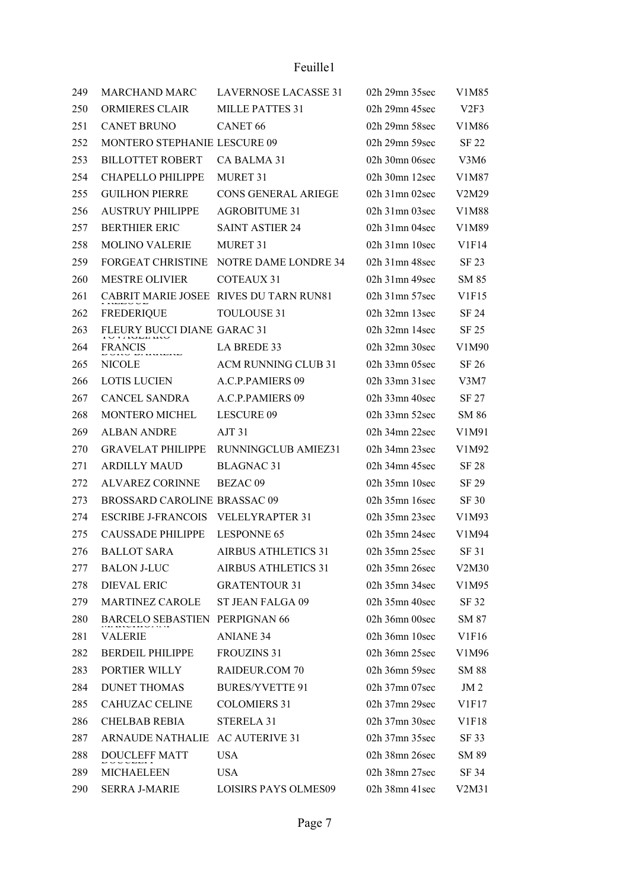| | | | | |
|---|---|---|---|---|
| 249 | MARCHAND MARC | LAVERNOSE LACASSE 31 | 02h 29mn 35sec | V1M85 |
| 250 | ORMIERES CLAIR | MILLE PATTES 31 | 02h 29mn 45sec | V2F3 |
| 251 | CANET BRUNO | CANET 66 | 02h 29mn 58sec | V1M86 |
| 252 | MONTERO STEPHANIE | LESCURE 09 | 02h 29mn 59sec | SF 22 |
| 253 | BILLOTTET ROBERT | CA BALMA 31 | 02h 30mn 06sec | V3M6 |
| 254 | CHAPELLO PHILIPPE | MURET 31 | 02h 30mn 12sec | V1M87 |
| 255 | GUILHON PIERRE | CONS GENERAL ARIEGE | 02h 31mn 02sec | V2M29 |
| 256 | AUSTRUY PHILIPPE | AGROBITUME 31 | 02h 31mn 03sec | V1M88 |
| 257 | BERTHIER ERIC | SAINT ASTIER 24 | 02h 31mn 04sec | V1M89 |
| 258 | MOLINO VALERIE | MURET 31 | 02h 31mn 10sec | V1F14 |
| 259 | FORGEAT CHRISTINE | NOTRE DAME LONDRE 34 | 02h 31mn 48sec | SF 23 |
| 260 | MESTRE OLIVIER | COTEAUX 31 | 02h 31mn 49sec | SM 85 |
| 261 | CABRIT MARIE JOSEE | RIVES DU TARN RUN81 | 02h 31mn 57sec | V1F15 |
| 262 | FREDERIQUE | TOULOUSE 31 | 02h 32mn 13sec | SF 24 |
| 263 | FLEURY BUCCI DIANE | GARAC 31 | 02h 32mn 14sec | SF 25 |
| 264 | FRANCIS | LA BREDE 33 | 02h 32mn 30sec | V1M90 |
| 265 | NICOLE | ACM RUNNING CLUB 31 | 02h 33mn 05sec | SF 26 |
| 266 | LOTIS LUCIEN | A.C.P.PAMIERS 09 | 02h 33mn 31sec | V3M7 |
| 267 | CANCEL SANDRA | A.C.P.PAMIERS 09 | 02h 33mn 40sec | SF 27 |
| 268 | MONTERO MICHEL | LESCURE 09 | 02h 33mn 52sec | SM 86 |
| 269 | ALBAN ANDRE | AJT 31 | 02h 34mn 22sec | V1M91 |
| 270 | GRAVELAT PHILIPPE | RUNNINGCLUB AMIEZ31 | 02h 34mn 23sec | V1M92 |
| 271 | ARDILLY MAUD | BLAGNAC 31 | 02h 34mn 45sec | SF 28 |
| 272 | ALVAREZ CORINNE | BEZAC 09 | 02h 35mn 10sec | SF 29 |
| 273 | BROSSARD CAROLINE | BRASSAC 09 | 02h 35mn 16sec | SF 30 |
| 274 | ESCRIBE J-FRANCOIS | VELELYRAPTER 31 | 02h 35mn 23sec | V1M93 |
| 275 | CAUSSADE PHILIPPE | LESPONNE 65 | 02h 35mn 24sec | V1M94 |
| 276 | BALLOT SARA | AIRBUS ATHLETICS 31 | 02h 35mn 25sec | SF 31 |
| 277 | BALON J-LUC | AIRBUS ATHLETICS 31 | 02h 35mn 26sec | V2M30 |
| 278 | DIEVAL ERIC | GRATENTOUR 31 | 02h 35mn 34sec | V1M95 |
| 279 | MARTINEZ CAROLE | ST JEAN FALGA 09 | 02h 35mn 40sec | SF 32 |
| 280 | BARCELO SEBASTIEN | PERPIGNAN 66 | 02h 36mn 00sec | SM 87 |
| 281 | VALERIE | ANIANE 34 | 02h 36mn 10sec | V1F16 |
| 282 | BERDEIL PHILIPPE | FROUZINS 31 | 02h 36mn 25sec | V1M96 |
| 283 | PORTIER WILLY | RAIDEUR.COM 70 | 02h 36mn 59sec | SM 88 |
| 284 | DUNET THOMAS | BURES/YVETTE 91 | 02h 37mn 07sec | JM 2 |
| 285 | CAHUZAC CELINE | COLOMIERS 31 | 02h 37mn 29sec | V1F17 |
| 286 | CHELBAB REBIA | STERELA 31 | 02h 37mn 30sec | V1F18 |
| 287 | ARNAUDE NATHALIE | AC AUTERIVE 31 | 02h 37mn 35sec | SF 33 |
| 288 | DOUCLEFF MATT | USA | 02h 38mn 26sec | SM 89 |
| 289 | MICHAELEEN | USA | 02h 38mn 27sec | SF 34 |
| 290 | SERRA J-MARIE | LOISIRS PAYS OLMES09 | 02h 38mn 41sec | V2M31 |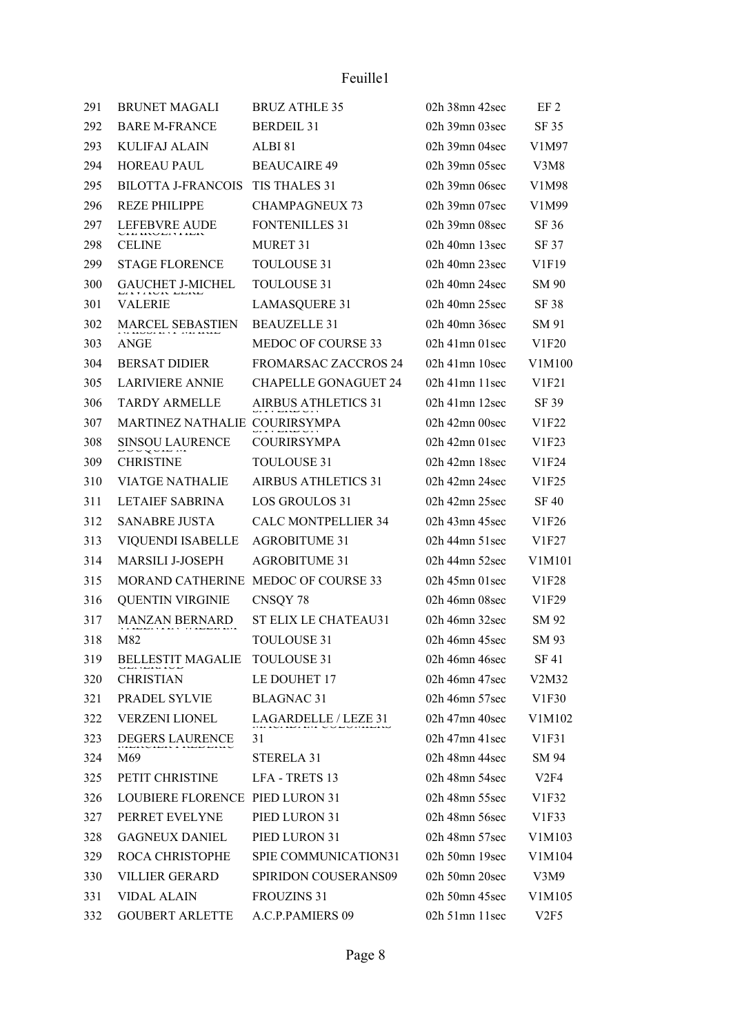| | | | | |
|---|---|---|---|---|
| 291 | BRUNET MAGALI | BRUZ ATHLE 35 | 02h 38mn 42sec | EF 2 |
| 292 | BARE M-FRANCE | BERDEIL 31 | 02h 39mn 03sec | SF 35 |
| 293 | KULIFAJ ALAIN | ALBI 81 | 02h 39mn 04sec | V1M97 |
| 294 | HOREAU PAUL | BEAUCAIRE 49 | 02h 39mn 05sec | V3M8 |
| 295 | BILOTTA J-FRANCOIS | TIS THALES 31 | 02h 39mn 06sec | V1M98 |
| 296 | REZE PHILIPPE | CHAMPAGNEUX 73 | 02h 39mn 07sec | V1M99 |
| 297 | LEFEBVRE AUDE | FONTENILLES 31 | 02h 39mn 08sec | SF 36 |
| 298 | CHARPENTIER CELINE | MURET 31 | 02h 40mn 13sec | SF 37 |
| 299 | STAGE FLORENCE | TOULOUSE 31 | 02h 40mn 23sec | V1F19 |
| 300 | GAUCHET J-MICHEL | TOULOUSE 31 | 02h 40mn 24sec | SM 90 |
| 301 | LAVAUR LERE VALERIE | LAMASQUERE 31 | 02h 40mn 25sec | SF 38 |
| 302 | MARCEL SEBASTIEN | BEAUZELLE 31 | 02h 40mn 36sec | SM 91 |
| 303 | NAISSANT MARIE ANGE | MEDOC OF COURSE 33 | 02h 41mn 01sec | V1F20 |
| 304 | BERSAT DIDIER | FROMARSAC ZACCROS 24 | 02h 41mn 10sec | V1M100 |
| 305 | LARIVIERE ANNIE | CHAPELLE GONAGUET 24 | 02h 41mn 11sec | V1F21 |
| 306 | TARDY ARMELLE | AIRBUS ATHLETICS 31 | 02h 41mn 12sec | SF 39 |
| 307 | MARTINEZ NATHALIE | SAVERDUN COURIRSYMPA | 02h 42mn 00sec | V1F22 |
| 308 | SINSOU LAURENCE | SAVERDUN COURIRSYMPA | 02h 42mn 01sec | V1F23 |
| 309 | BOUQUIE M CHRISTINE | TOULOUSE 31 | 02h 42mn 18sec | V1F24 |
| 310 | VIATGE NATHALIE | AIRBUS ATHLETICS 31 | 02h 42mn 24sec | V1F25 |
| 311 | LETAIEF SABRINA | LOS GROULOS 31 | 02h 42mn 25sec | SF 40 |
| 312 | SANABRE JUSTA | CALC MONTPELLIER 34 | 02h 43mn 45sec | V1F26 |
| 313 | VIQUENDI ISABELLE | AGROBITUME 31 | 02h 44mn 51sec | V1F27 |
| 314 | MARSILI J-JOSEPH | AGROBITUME 31 | 02h 44mn 52sec | V1M101 |
| 315 | MORAND CATHERINE | MEDOC OF COURSE 33 | 02h 45mn 01sec | V1F28 |
| 316 | QUENTIN VIRGINIE | CNSQY 78 | 02h 46mn 08sec | V1F29 |
| 317 | MANZAN BERNARD | ST ELIX LE CHATEAU31 | 02h 46mn 32sec | SM 92 |
| 318 | TABERNAL WILLIAM M82 | TOULOUSE 31 | 02h 46mn 45sec | SM 93 |
| 319 | BELLESTIT MAGALIE | TOULOUSE 31 | 02h 46mn 46sec | SF 41 |
| 320 | GENERAUD CHRISTIAN | LE DOUHET 17 | 02h 46mn 47sec | V2M32 |
| 321 | PRADEL SYLVIE | BLAGNAC 31 | 02h 46mn 57sec | V1F30 |
| 322 | VERZENI LIONEL | LAGARDELLE / LEZE 31 | 02h 47mn 40sec | V1M102 |
| 323 | DEGERS LAURENCE | MACADAM COLOMIERS 31 | 02h 47mn 41sec | V1F31 |
| 324 | MERCIER FREDERIC M69 | STERELA 31 | 02h 48mn 44sec | SM 94 |
| 325 | PETIT CHRISTINE | LFA - TRETS 13 | 02h 48mn 54sec | V2F4 |
| 326 | LOUBIERE FLORENCE | PIED LURON 31 | 02h 48mn 55sec | V1F32 |
| 327 | PERRET EVELYNE | PIED LURON 31 | 02h 48mn 56sec | V1F33 |
| 328 | GAGNEUX DANIEL | PIED LURON 31 | 02h 48mn 57sec | V1M103 |
| 329 | ROCA CHRISTOPHE | SPIE COMMUNICATION31 | 02h 50mn 19sec | V1M104 |
| 330 | VILLIER GERARD | SPIRIDON COUSERANS09 | 02h 50mn 20sec | V3M9 |
| 331 | VIDAL ALAIN | FROUZINS 31 | 02h 50mn 45sec | V1M105 |
| 332 | GOUBERT ARLETTE | A.C.P.PAMIERS 09 | 02h 51mn 11sec | V2F5 |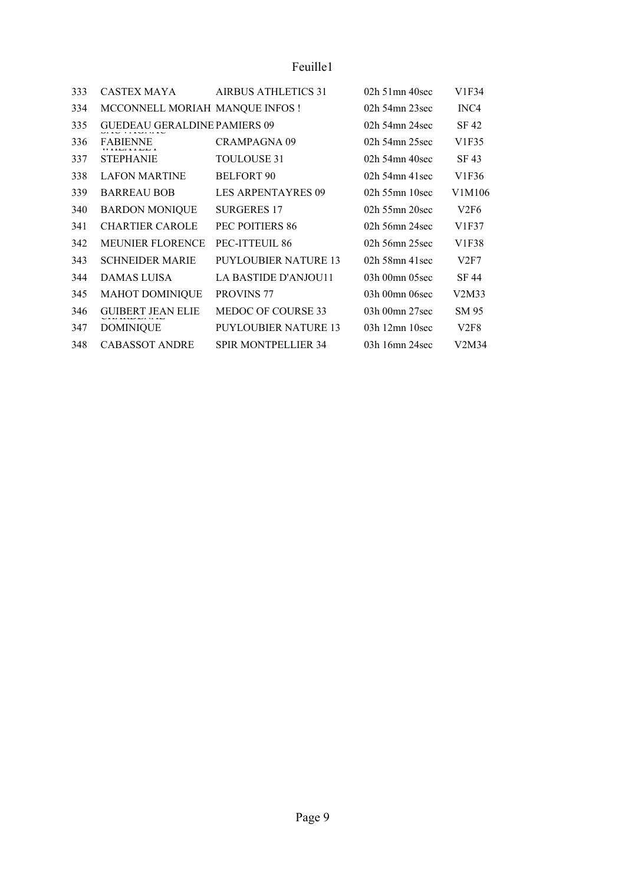Feuille1

| | | | | |
|---|---|---|---|---|
| 333 | CASTEX MAYA | AIRBUS ATHLETICS 31 | 02h 51mn 40sec | V1F34 |
| 334 | MCCONNELL MORIAH | MANQUE INFOS ! | 02h 54mn 23sec | INC4 |
| 335 | GUEDEAU GERALDINE | PAMIERS 09 | 02h 54mn 24sec | SF 42 |
| 336 | FABIENNE | CRAMPAGNA 09 | 02h 54mn 25sec | V1F35 |
| 337 | STEPHANIE | TOULOUSE 31 | 02h 54mn 40sec | SF 43 |
| 338 | LAFON MARTINE | BELFORT 90 | 02h 54mn 41sec | V1F36 |
| 339 | BARREAU BOB | LES ARPENTAYRES 09 | 02h 55mn 10sec | V1M106 |
| 340 | BARDON MONIQUE | SURGERES 17 | 02h 55mn 20sec | V2F6 |
| 341 | CHARTIER CAROLE | PEC POITIERS 86 | 02h 56mn 24sec | V1F37 |
| 342 | MEUNIER FLORENCE | PEC-ITTEUIL 86 | 02h 56mn 25sec | V1F38 |
| 343 | SCHNEIDER MARIE | PUYLOUBIER NATURE 13 | 02h 58mn 41sec | V2F7 |
| 344 | DAMAS LUISA | LA BASTIDE D'ANJOU11 | 03h 00mn 05sec | SF 44 |
| 345 | MAHOT DOMINIQUE | PROVINS 77 | 03h 00mn 06sec | V2M33 |
| 346 | GUIBERT JEAN ELIE | MEDOC OF COURSE 33 | 03h 00mn 27sec | SM 95 |
| 347 | DOMINIQUE | PUYLOUBIER NATURE 13 | 03h 12mn 10sec | V2F8 |
| 348 | CABASSOT ANDRE | SPIR MONTPELLIER 34 | 03h 16mn 24sec | V2M34 |